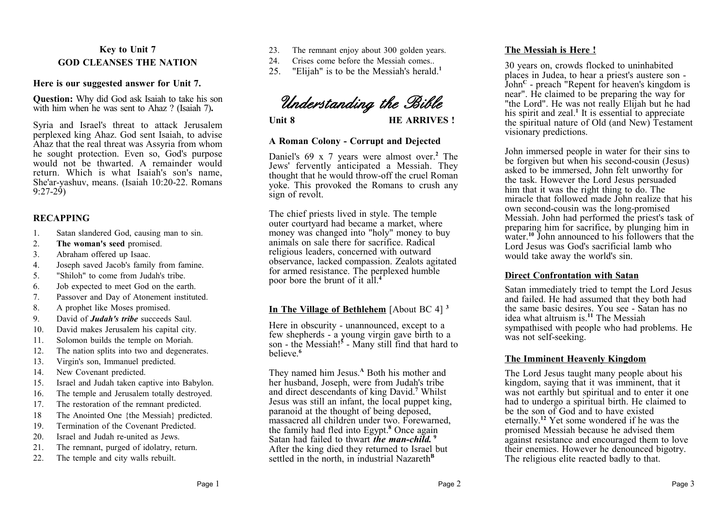## Key to Unit 7
## GOD CLEANSES THE NATION

**Here is our suggested answer for Unit 7.**

**Question:** Why did God ask Isaiah to take his son with him when he was sent to Ahaz ? (Isaiah 7)**.**

Syria and Israel's threat to attack Jerusalem perplexed king Ahaz. God sent Isaiah, to advise Ahaz that the real threat was Assyria from whom he sought protection. Even so, God's purpose would not be thwarted. A remainder would return. Which is what Isaiah's son's name, She'ar-yashuv, means. (Isaiah 10:20-22. Romans 9:27-29)

### RECAPPING

1. Satan slandered God, causing man to sin.
2. **The woman's seed** promised.
3. Abraham offered up Isaac.
4. Joseph saved Jacob's family from famine.
5. "Shiloh" to come from Judah's tribe.
6. Job expected to meet God on the earth.
7. Passover and Day of Atonement instituted.
8. A prophet like Moses promised.
9. David of ***Judah's tribe*** succeeds Saul.
10. David makes Jerusalem his capital city.
11. Solomon builds the temple on Moriah.
12. The nation splits into two and degenerates.
13. Virgin's son, Immanuel predicted.
14. New Covenant predicted.
15. Israel and Judah taken captive into Babylon.
16. The temple and Jerusalem totally destroyed.
17. The restoration of the remnant predicted.
18. The Anointed One {the Messiah} predicted.
19. Termination of the Covenant Predicted.
20. Israel and Judah re-united as Jews.
21. The remnant, purged of idolatry, return.
22. The temple and city walls rebuilt.
23. The remnant enjoy about 300 golden years.
24. Crises come before the Messiah comes..
25. "Elijah" is to be the Messiah's herald.[1]

# *Understanding the Bible*

**Unit 8 — HE ARRIVES !**

### A Roman Colony - Corrupt and Dejected

Daniel's 69 x 7 years were almost over.[2] The Jews' fervently anticipated a Messiah. They thought that he would throw-off the cruel Roman yoke. This provoked the Romans to crush any sign of revolt.

The chief priests lived in style. The temple outer courtyard had became a market, where money was changed into "holy" money to buy animals on sale there for sacrifice. Radical religious leaders, concerned with outward observance, lacked compassion. Zealots agitated for armed resistance. The perplexed humble poor bore the brunt of it all.[4]

### In The Village of Bethlehem [About BC 4] [3]

Here in obscurity - unannounced, except to a few shepherds - a young virgin gave birth to a son - the Messiah![5] - Many still find that hard to believe.[6]

They named him Jesus.[A] Both his mother and her husband, Joseph, were from Judah's tribe and direct descendants of king David.[7] Whilst Jesus was still an infant, the local puppet king, paranoid at the thought of being deposed, massacred all children under two. Forewarned, the family had fled into Egypt.[8] Once again Satan had failed to thwart ***the man-child.*** [9] After the king died they returned to Israel but settled in the north, in industrial Nazareth[B]

### The Messiah is Here !

30 years on, crowds flocked to uninhabited places in Judea, to hear a priest's austere son - John[C] - preach "Repent for heaven's kingdom is near". He claimed to be preparing the way for "the Lord". He was not really Elijah but he had his spirit and zeal.[1] It is essential to appreciate the spiritual nature of Old (and New) Testament visionary predictions.

John immersed people in water for their sins to be forgiven but when his second-cousin (Jesus) asked to be immersed, John felt unworthy for the task. However the Lord Jesus persuaded him that it was the right thing to do. The miracle that followed made John realize that his own second-cousin was the long-promised Messiah. John had performed the priest's task of preparing him for sacrifice, by plunging him in water.[10] John announced to his followers that the Lord Jesus was God's sacrificial lamb who would take away the world's sin.

### Direct Confrontation with Satan

Satan immediately tried to tempt the Lord Jesus and failed. He had assumed that they both had the same basic desires. You see - Satan has no idea what altruism is.[11] The Messiah sympathised with people who had problems. He was not self-seeking.

### The Imminent Heavenly Kingdom

The Lord Jesus taught many people about his kingdom, saying that it was imminent, that it was not earthly but spiritual and to enter it one had to undergo a spiritual birth. He claimed to be the son of God and to have existed eternally.[12] Yet some wondered if he was the promised Messiah because he advised them against resistance and encouraged them to love their enemies. However he denounced bigotry. The religious elite reacted badly to that.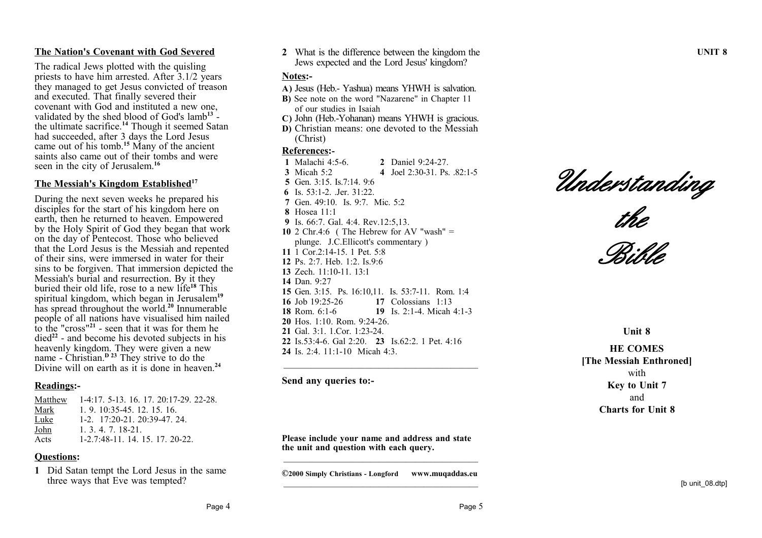## The Nation's Covenant with God Severed

The radical Jews plotted with the quisling priests to have him arrested. After 3.1/2 years they managed to get Jesus convicted of treason and executed. That finally severed their covenant with God and instituted a new one, validated by the shed blood of God's lamb[13] - the ultimate sacrifice.[14] Though it seemed Satan had succeeded, after 3 days the Lord Jesus came out of his tomb.[15] Many of the ancient saints also came out of their tombs and were seen in the city of Jerusalem.[16]

## The Messiah's Kingdom Established[17]

During the next seven weeks he prepared his disciples for the start of his kingdom here on earth, then he returned to heaven. Empowered by the Holy Spirit of God they began that work on the day of Pentecost. Those who believed that the Lord Jesus is the Messiah and repented of their sins, were immersed in water for their sins to be forgiven. That immersion depicted the Messiah's burial and resurrection. By it they buried their old life, rose to a new life[18] This spiritual kingdom, which began in Jerusalem[19] has spread throughout the world.[20] Innumerable people of all nations have visualised him nailed to the "cross"[21] - seen that it was for them he died[22] - and become his devoted subjects in his heavenly kingdom. They were given a new name - Christian.[D 23] They strive to do the Divine will on earth as it is done in heaven.[24]

## Readings:-

| | |
|---|---|
| Matthew | 1-4:17. 5-13. 16. 17. 20:17-29. 22-28. |
| Mark | 1. 9. 10:35-45. 12. 15. 16. |
| Luke | 1-2. 17:20-21. 20:39-47. 24. |
| John | 1. 3. 4. 7. 18-21. |
| Acts | 1-2.7:48-11. 14. 15. 17. 20-22. |

## Questions:

**1** Did Satan tempt the Lord Jesus in the same three ways that Eve was tempted?

**2** What is the difference between the kingdom the Jews expected and the Lord Jesus' kingdom?

## Notes:-

**A)** Jesus (Heb.- Yashua) means YHWH is salvation.
**B)** See note on the word "Nazarene" in Chapter 11 of our studies in Isaiah
**C)** John (Heb.-Yohanan) means YHWH is gracious.
**D)** Christian means: one devoted to the Messiah (Christ)

## References:-

**1** Malachi 4:5-6. **2** Daniel 9:24-27.
**3** Micah 5:2 **4** Joel 2:30-31. Ps. .82:1-5
**5** Gen. 3:15. Is.7:14. 9:6
**6** Is. 53:1-2. .Jer. 31:22.
**7** Gen. 49:10. Is. 9:7. Mic. 5:2
**8** Hosea 11:1
**9** Is. 66:7. Gal. 4:4. Rev.12:5,13.
**10** 2 Chr.4:6 ( The Hebrew for AV "wash" = plunge. J.C.Ellicott's commentary )
**11** 1 Cor.2:14-15. 1 Pet. 5:8
**12** Ps. 2:7. Heb. 1:2. Is.9:6
**13** Zech. 11:10-11. 13:1
**14** Dan. 9:27
**15** Gen. 3:15. Ps. 16:10,11. Is. 53:7-11. Rom. 1:4
**16** Job 19:25-26 **17** Colossians 1:13
**18** Rom. 6:1-6 **19** Is. 2:1-4. Micah 4:1-3
**20** Hos. 1:10. Rom. 9:24-26.
**21** Gal. 3:1. 1.Cor. 1:23-24.
**22** Is.53:4-6. Gal 2:20. **23** Is.62:2. 1 Pet. 4:16
**24** Is. 2:4. 11:1-10 Micah 4:3.

---

**Send any queries to:-**

**Please include your name and address and state the unit and question with each query.**

---

**©2000 Simply Christians - Longford www.muqaddas.eu**

---

**UNIT 8**

# Understanding the Bible

**Unit 8**

**HE COMES**
**[The Messiah Enthroned]**
with
**Key to Unit 7**
and
**Charts for Unit 8**

[b unit_08.dtp]